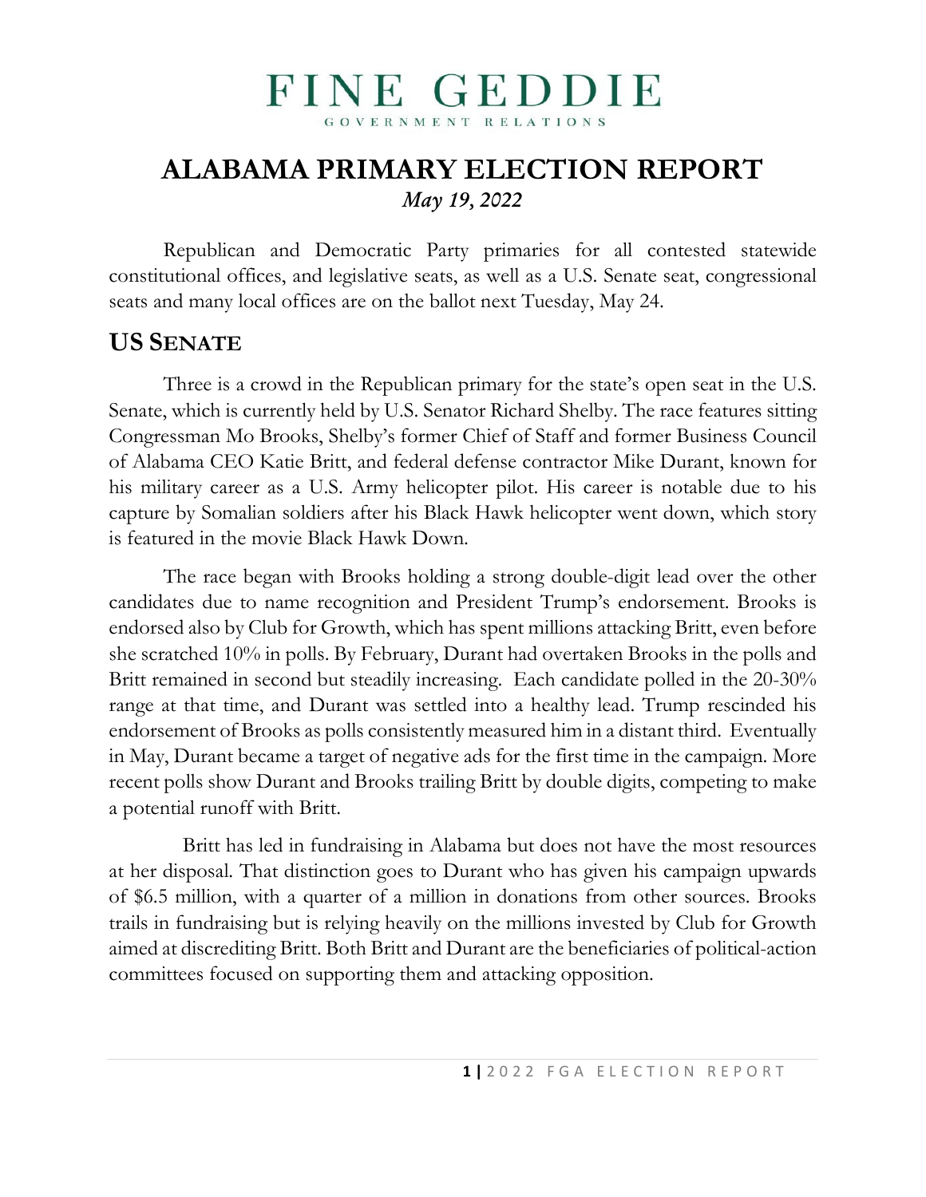# FINE GEDDIE

GOVERNMENT RELATIONS

# ALABAMA PRIMARY ELECTION REPORT

*May 19, 2022*

Republican and Democratic Party primaries for all contested statewide constitutional offices, and legislative seats, as well as a U.S. Senate seat, congressional seats and many local offices are on the ballot next Tuesday, May 24.

## US SENATE

Three is a crowd in the Republican primary for the state's open seat in the U.S. Senate, which is currently held by U.S. Senator Richard Shelby. The race features sitting Congressman Mo Brooks, Shelby's former Chief of Staff and former Business Council of Alabama CEO Katie Britt, and federal defense contractor Mike Durant, known for his military career as a U.S. Army helicopter pilot. His career is notable due to his capture by Somalian soldiers after his Black Hawk helicopter went down, which story is featured in the movie Black Hawk Down.

The race began with Brooks holding a strong double-digit lead over the other candidates due to name recognition and President Trump's endorsement. Brooks is endorsed also by Club for Growth, which has spent millions attacking Britt, even before she scratched 10% in polls. By February, Durant had overtaken Brooks in the polls and Britt remained in second but steadily increasing. Each candidate polled in the 20-30% range at that time, and Durant was settled into a healthy lead. Trump rescinded his endorsement of Brooks as polls consistently measured him in a distant third. Eventually in May, Durant became a target of negative ads for the first time in the campaign. More recent polls show Durant and Brooks trailing Britt by double digits, competing to make a potential runoff with Britt.

Britt has led in fundraising in Alabama but does not have the most resources at her disposal. That distinction goes to Durant who has given his campaign upwards of $6.5 million, with a quarter of a million in donations from other sources. Brooks trails in fundraising but is relying heavily on the millions invested by Club for Growth aimed at discrediting Britt. Both Britt and Durant are the beneficiaries of political-action committees focused on supporting them and attacking opposition.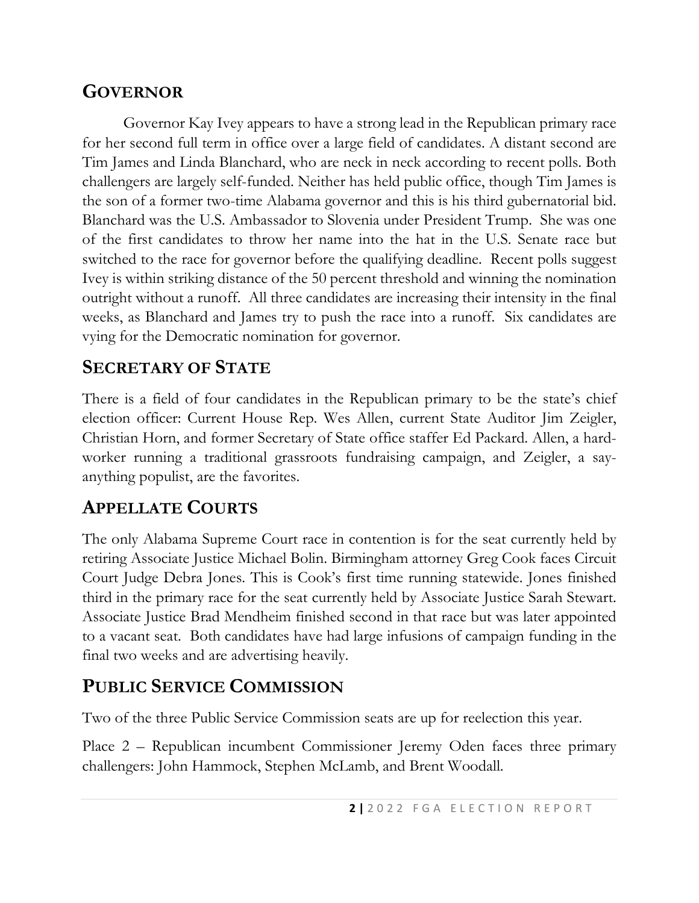## GOVERNOR

Governor Kay Ivey appears to have a strong lead in the Republican primary race for her second full term in office over a large field of candidates. A distant second are Tim James and Linda Blanchard, who are neck in neck according to recent polls. Both challengers are largely self-funded. Neither has held public office, though Tim James is the son of a former two-time Alabama governor and this is his third gubernatorial bid. Blanchard was the U.S. Ambassador to Slovenia under President Trump. She was one of the first candidates to throw her name into the hat in the U.S. Senate race but switched to the race for governor before the qualifying deadline. Recent polls suggest Ivey is within striking distance of the 50 percent threshold and winning the nomination outright without a runoff. All three candidates are increasing their intensity in the final weeks, as Blanchard and James try to push the race into a runoff. Six candidates are vying for the Democratic nomination for governor.

## SECRETARY OF STATE

There is a field of four candidates in the Republican primary to be the state's chief election officer: Current House Rep. Wes Allen, current State Auditor Jim Zeigler, Christian Horn, and former Secretary of State office staffer Ed Packard. Allen, a hard-worker running a traditional grassroots fundraising campaign, and Zeigler, a say-anything populist, are the favorites.

## APPELLATE COURTS

The only Alabama Supreme Court race in contention is for the seat currently held by retiring Associate Justice Michael Bolin. Birmingham attorney Greg Cook faces Circuit Court Judge Debra Jones. This is Cook's first time running statewide. Jones finished third in the primary race for the seat currently held by Associate Justice Sarah Stewart. Associate Justice Brad Mendheim finished second in that race but was later appointed to a vacant seat. Both candidates have had large infusions of campaign funding in the final two weeks and are advertising heavily.

## PUBLIC SERVICE COMMISSION

Two of the three Public Service Commission seats are up for reelection this year.

Place 2 – Republican incumbent Commissioner Jeremy Oden faces three primary challengers: John Hammock, Stephen McLamb, and Brent Woodall.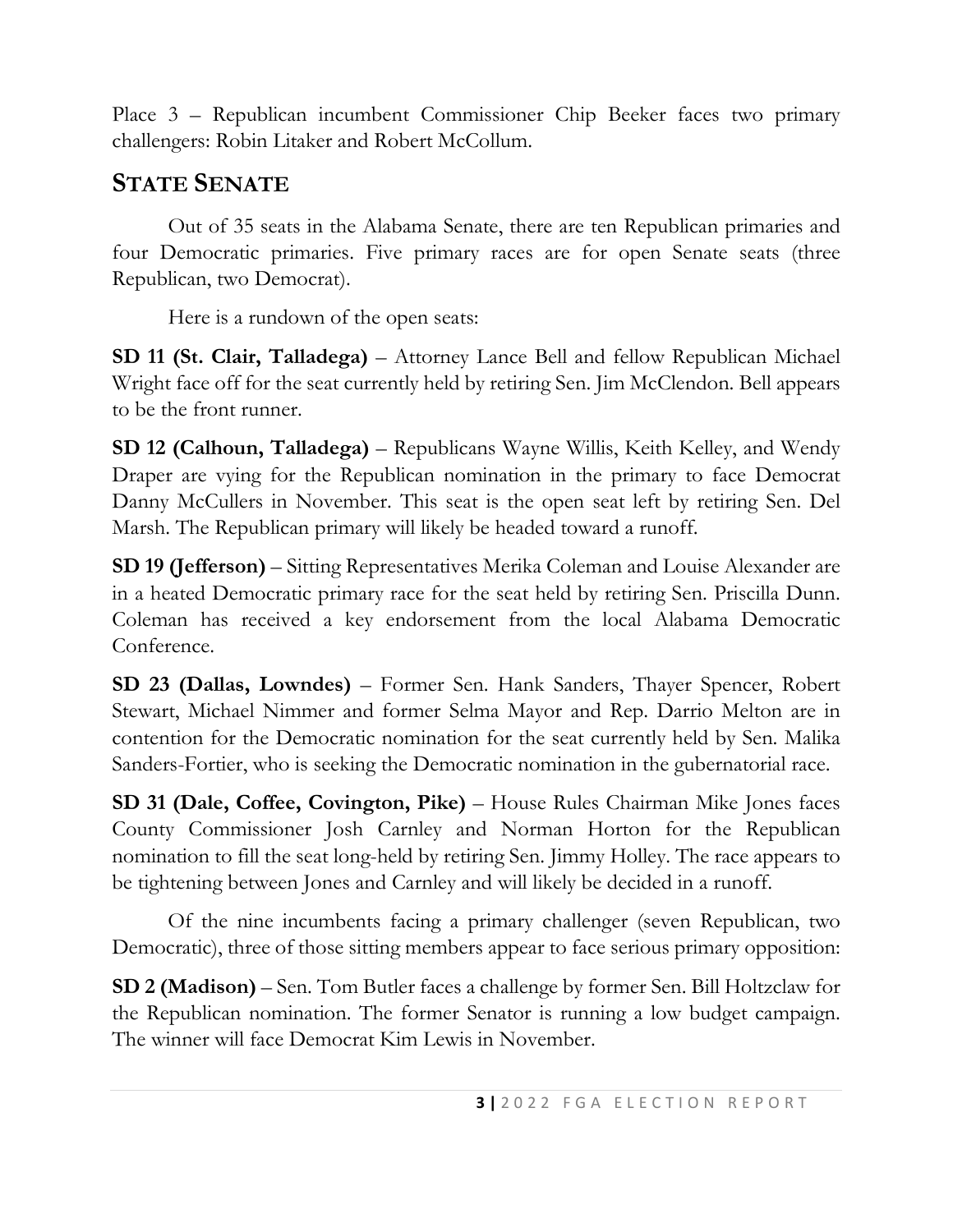Place 3 – Republican incumbent Commissioner Chip Beeker faces two primary challengers: Robin Litaker and Robert McCollum.

## STATE SENATE

Out of 35 seats in the Alabama Senate, there are ten Republican primaries and four Democratic primaries. Five primary races are for open Senate seats (three Republican, two Democrat).

Here is a rundown of the open seats:

**SD 11 (St. Clair, Talladega)** – Attorney Lance Bell and fellow Republican Michael Wright face off for the seat currently held by retiring Sen. Jim McClendon. Bell appears to be the front runner.

**SD 12 (Calhoun, Talladega)** – Republicans Wayne Willis, Keith Kelley, and Wendy Draper are vying for the Republican nomination in the primary to face Democrat Danny McCullers in November. This seat is the open seat left by retiring Sen. Del Marsh. The Republican primary will likely be headed toward a runoff.

**SD 19 (Jefferson)** – Sitting Representatives Merika Coleman and Louise Alexander are in a heated Democratic primary race for the seat held by retiring Sen. Priscilla Dunn. Coleman has received a key endorsement from the local Alabama Democratic Conference.

**SD 23 (Dallas, Lowndes)** – Former Sen. Hank Sanders, Thayer Spencer, Robert Stewart, Michael Nimmer and former Selma Mayor and Rep. Darrio Melton are in contention for the Democratic nomination for the seat currently held by Sen. Malika Sanders-Fortier, who is seeking the Democratic nomination in the gubernatorial race.

**SD 31 (Dale, Coffee, Covington, Pike)** – House Rules Chairman Mike Jones faces County Commissioner Josh Carnley and Norman Horton for the Republican nomination to fill the seat long-held by retiring Sen. Jimmy Holley. The race appears to be tightening between Jones and Carnley and will likely be decided in a runoff.

Of the nine incumbents facing a primary challenger (seven Republican, two Democratic), three of those sitting members appear to face serious primary opposition:

**SD 2 (Madison)** – Sen. Tom Butler faces a challenge by former Sen. Bill Holtzclaw for the Republican nomination. The former Senator is running a low budget campaign. The winner will face Democrat Kim Lewis in November.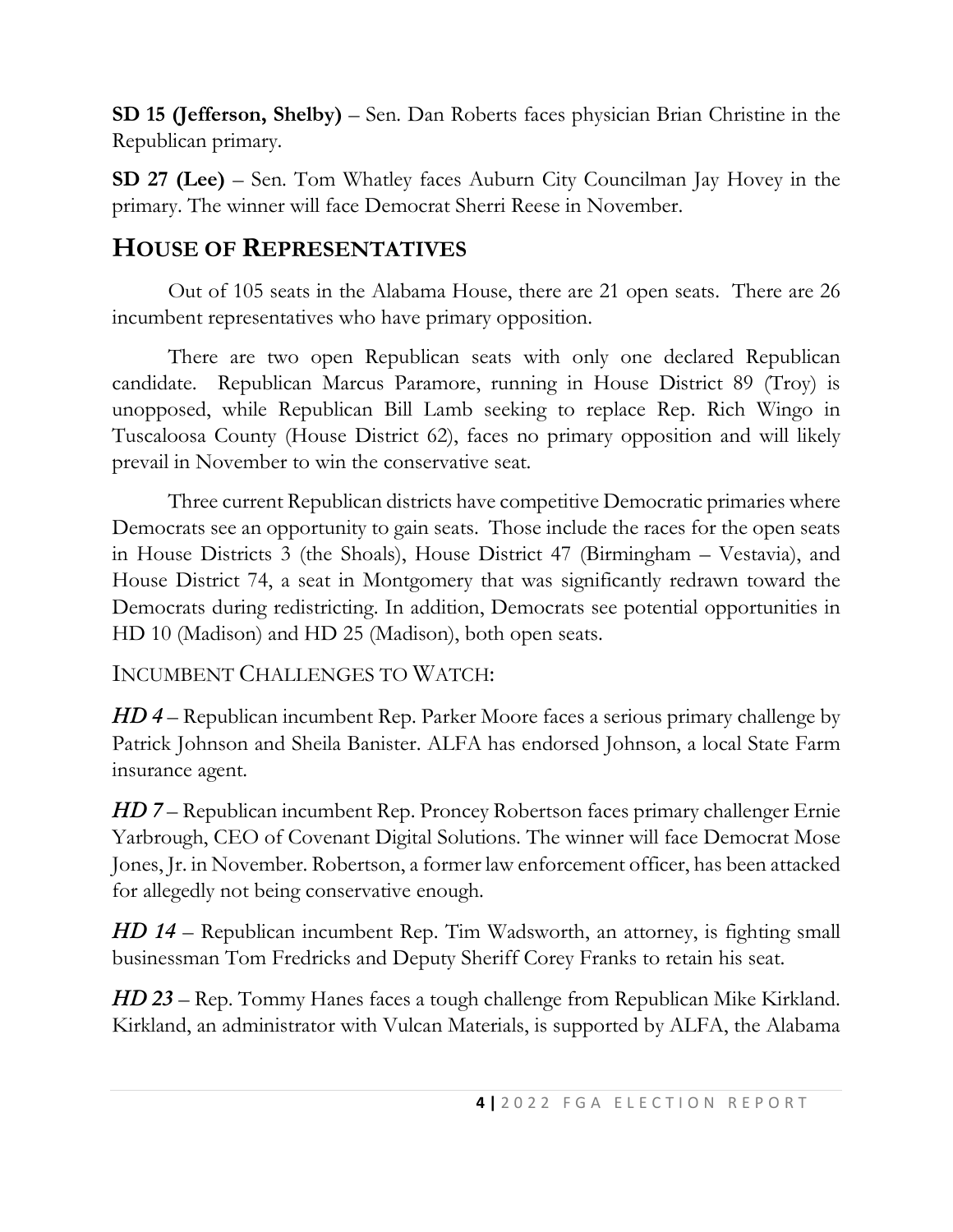**SD 15 (Jefferson, Shelby)** – Sen. Dan Roberts faces physician Brian Christine in the Republican primary.

**SD 27 (Lee)** – Sen. Tom Whatley faces Auburn City Councilman Jay Hovey in the primary. The winner will face Democrat Sherri Reese in November.

## HOUSE OF REPRESENTATIVES

Out of 105 seats in the Alabama House, there are 21 open seats. There are 26 incumbent representatives who have primary opposition.

There are two open Republican seats with only one declared Republican candidate. Republican Marcus Paramore, running in House District 89 (Troy) is unopposed, while Republican Bill Lamb seeking to replace Rep. Rich Wingo in Tuscaloosa County (House District 62), faces no primary opposition and will likely prevail in November to win the conservative seat.

Three current Republican districts have competitive Democratic primaries where Democrats see an opportunity to gain seats. Those include the races for the open seats in House Districts 3 (the Shoals), House District 47 (Birmingham – Vestavia), and House District 74, a seat in Montgomery that was significantly redrawn toward the Democrats during redistricting. In addition, Democrats see potential opportunities in HD 10 (Madison) and HD 25 (Madison), both open seats.

INCUMBENT CHALLENGES TO WATCH:

***HD 4*** – Republican incumbent Rep. Parker Moore faces a serious primary challenge by Patrick Johnson and Sheila Banister. ALFA has endorsed Johnson, a local State Farm insurance agent.

***HD 7*** – Republican incumbent Rep. Proncey Robertson faces primary challenger Ernie Yarbrough, CEO of Covenant Digital Solutions. The winner will face Democrat Mose Jones, Jr. in November. Robertson, a former law enforcement officer, has been attacked for allegedly not being conservative enough.

***HD 14*** – Republican incumbent Rep. Tim Wadsworth, an attorney, is fighting small businessman Tom Fredricks and Deputy Sheriff Corey Franks to retain his seat.

***HD 23*** – Rep. Tommy Hanes faces a tough challenge from Republican Mike Kirkland. Kirkland, an administrator with Vulcan Materials, is supported by ALFA, the Alabama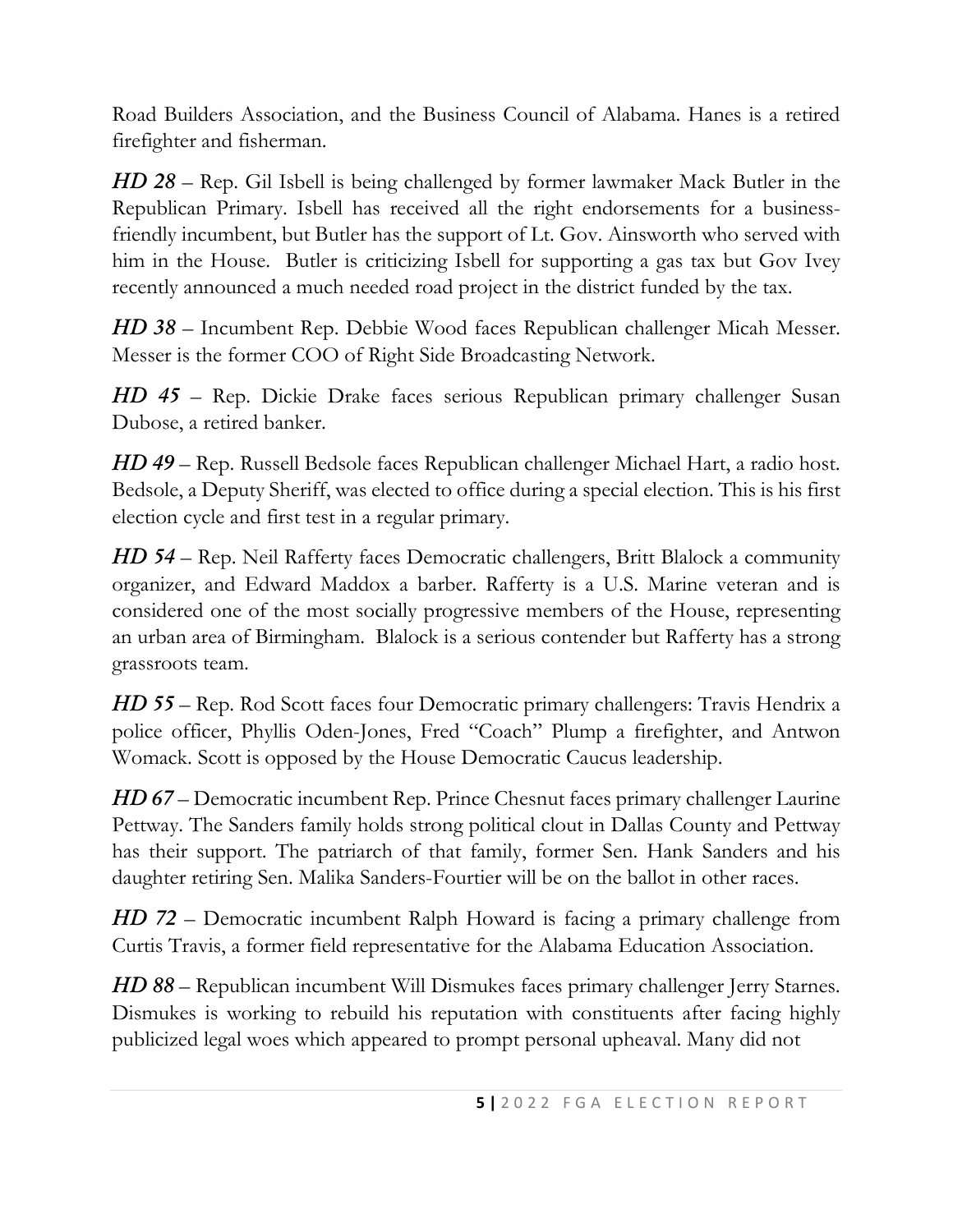Road Builders Association, and the Business Council of Alabama. Hanes is a retired firefighter and fisherman.

***HD 28*** – Rep. Gil Isbell is being challenged by former lawmaker Mack Butler in the Republican Primary. Isbell has received all the right endorsements for a business-friendly incumbent, but Butler has the support of Lt. Gov. Ainsworth who served with him in the House. Butler is criticizing Isbell for supporting a gas tax but Gov Ivey recently announced a much needed road project in the district funded by the tax.

***HD 38*** – Incumbent Rep. Debbie Wood faces Republican challenger Micah Messer. Messer is the former COO of Right Side Broadcasting Network.

***HD 45*** – Rep. Dickie Drake faces serious Republican primary challenger Susan Dubose, a retired banker.

***HD 49*** – Rep. Russell Bedsole faces Republican challenger Michael Hart, a radio host. Bedsole, a Deputy Sheriff, was elected to office during a special election. This is his first election cycle and first test in a regular primary.

***HD 54*** – Rep. Neil Rafferty faces Democratic challengers, Britt Blalock a community organizer, and Edward Maddox a barber. Rafferty is a U.S. Marine veteran and is considered one of the most socially progressive members of the House, representing an urban area of Birmingham. Blalock is a serious contender but Rafferty has a strong grassroots team.

***HD 55*** – Rep. Rod Scott faces four Democratic primary challengers: Travis Hendrix a police officer, Phyllis Oden-Jones, Fred "Coach" Plump a firefighter, and Antwon Womack. Scott is opposed by the House Democratic Caucus leadership.

***HD 67*** – Democratic incumbent Rep. Prince Chesnut faces primary challenger Laurine Pettway. The Sanders family holds strong political clout in Dallas County and Pettway has their support. The patriarch of that family, former Sen. Hank Sanders and his daughter retiring Sen. Malika Sanders-Fourtier will be on the ballot in other races.

***HD 72*** – Democratic incumbent Ralph Howard is facing a primary challenge from Curtis Travis, a former field representative for the Alabama Education Association.

***HD 88*** – Republican incumbent Will Dismukes faces primary challenger Jerry Starnes. Dismukes is working to rebuild his reputation with constituents after facing highly publicized legal woes which appeared to prompt personal upheaval. Many did not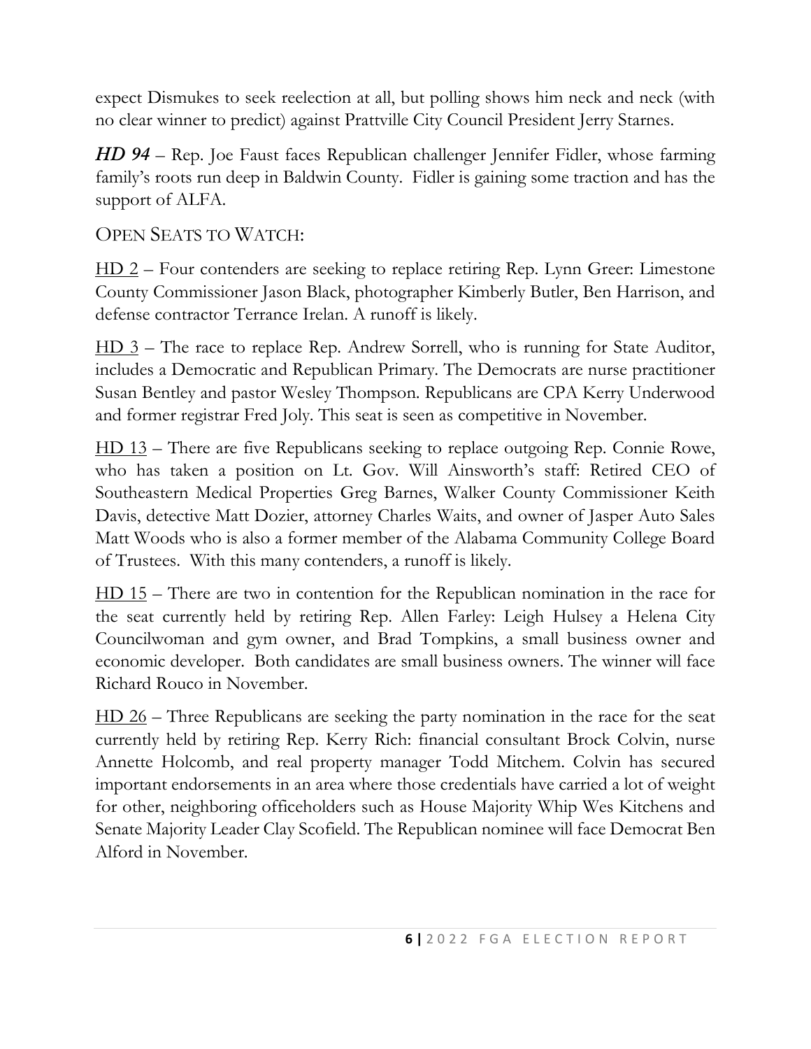expect Dismukes to seek reelection at all, but polling shows him neck and neck (with no clear winner to predict) against Prattville City Council President Jerry Starnes.

***HD 94*** – Rep. Joe Faust faces Republican challenger Jennifer Fidler, whose farming family's roots run deep in Baldwin County. Fidler is gaining some traction and has the support of ALFA.

OPEN SEATS TO WATCH:

<u>HD 2</u> – Four contenders are seeking to replace retiring Rep. Lynn Greer: Limestone County Commissioner Jason Black, photographer Kimberly Butler, Ben Harrison, and defense contractor Terrance Irelan. A runoff is likely.

<u>HD 3</u> – The race to replace Rep. Andrew Sorrell, who is running for State Auditor, includes a Democratic and Republican Primary. The Democrats are nurse practitioner Susan Bentley and pastor Wesley Thompson. Republicans are CPA Kerry Underwood and former registrar Fred Joly. This seat is seen as competitive in November.

<u>HD 13</u> – There are five Republicans seeking to replace outgoing Rep. Connie Rowe, who has taken a position on Lt. Gov. Will Ainsworth's staff: Retired CEO of Southeastern Medical Properties Greg Barnes, Walker County Commissioner Keith Davis, detective Matt Dozier, attorney Charles Waits, and owner of Jasper Auto Sales Matt Woods who is also a former member of the Alabama Community College Board of Trustees. With this many contenders, a runoff is likely.

<u>HD 15</u> – There are two in contention for the Republican nomination in the race for the seat currently held by retiring Rep. Allen Farley: Leigh Hulsey a Helena City Councilwoman and gym owner, and Brad Tompkins, a small business owner and economic developer. Both candidates are small business owners. The winner will face Richard Rouco in November.

<u>HD 26</u> – Three Republicans are seeking the party nomination in the race for the seat currently held by retiring Rep. Kerry Rich: financial consultant Brock Colvin, nurse Annette Holcomb, and real property manager Todd Mitchem. Colvin has secured important endorsements in an area where those credentials have carried a lot of weight for other, neighboring officeholders such as House Majority Whip Wes Kitchens and Senate Majority Leader Clay Scofield. The Republican nominee will face Democrat Ben Alford in November.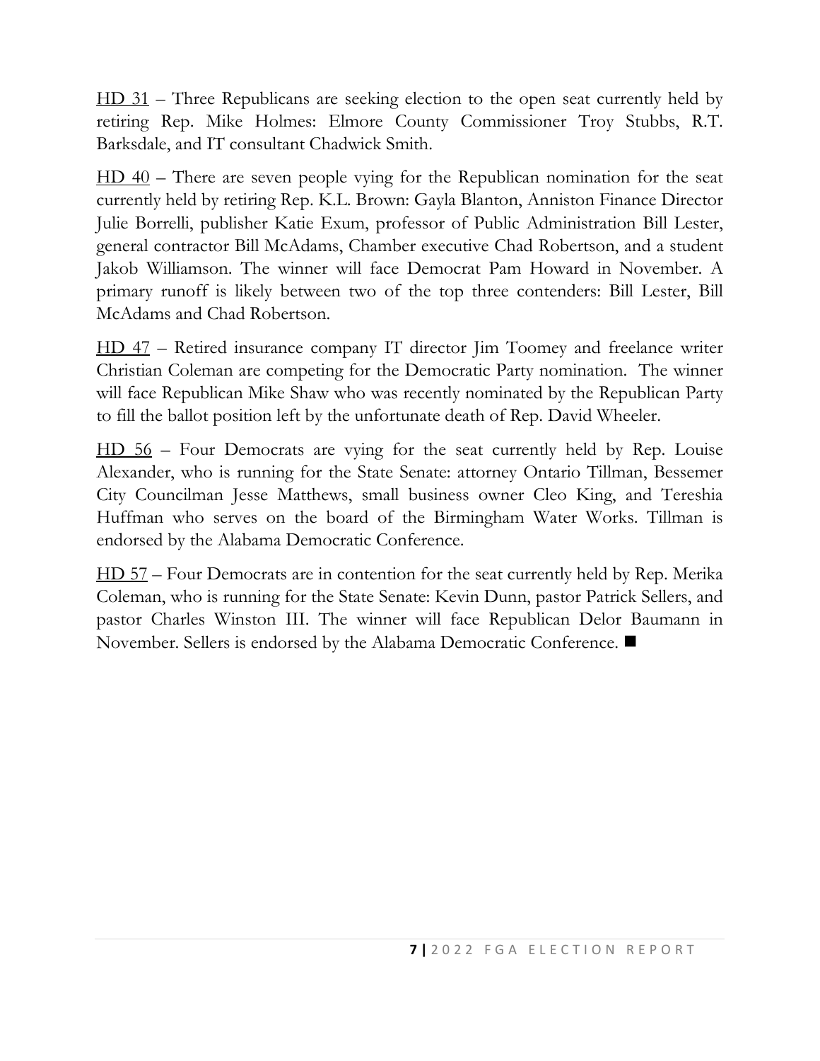<u>HD 31</u> – Three Republicans are seeking election to the open seat currently held by retiring Rep. Mike Holmes: Elmore County Commissioner Troy Stubbs, R.T. Barksdale, and IT consultant Chadwick Smith.

<u>HD 40</u> – There are seven people vying for the Republican nomination for the seat currently held by retiring Rep. K.L. Brown: Gayla Blanton, Anniston Finance Director Julie Borrelli, publisher Katie Exum, professor of Public Administration Bill Lester, general contractor Bill McAdams, Chamber executive Chad Robertson, and a student Jakob Williamson. The winner will face Democrat Pam Howard in November. A primary runoff is likely between two of the top three contenders: Bill Lester, Bill McAdams and Chad Robertson.

<u>HD 47</u> – Retired insurance company IT director Jim Toomey and freelance writer Christian Coleman are competing for the Democratic Party nomination. The winner will face Republican Mike Shaw who was recently nominated by the Republican Party to fill the ballot position left by the unfortunate death of Rep. David Wheeler.

<u>HD 56</u> – Four Democrats are vying for the seat currently held by Rep. Louise Alexander, who is running for the State Senate: attorney Ontario Tillman, Bessemer City Councilman Jesse Matthews, small business owner Cleo King, and Tereshia Huffman who serves on the board of the Birmingham Water Works. Tillman is endorsed by the Alabama Democratic Conference.

<u>HD 57</u> – Four Democrats are in contention for the seat currently held by Rep. Merika Coleman, who is running for the State Senate: Kevin Dunn, pastor Patrick Sellers, and pastor Charles Winston III. The winner will face Republican Delor Baumann in November. Sellers is endorsed by the Alabama Democratic Conference. ■